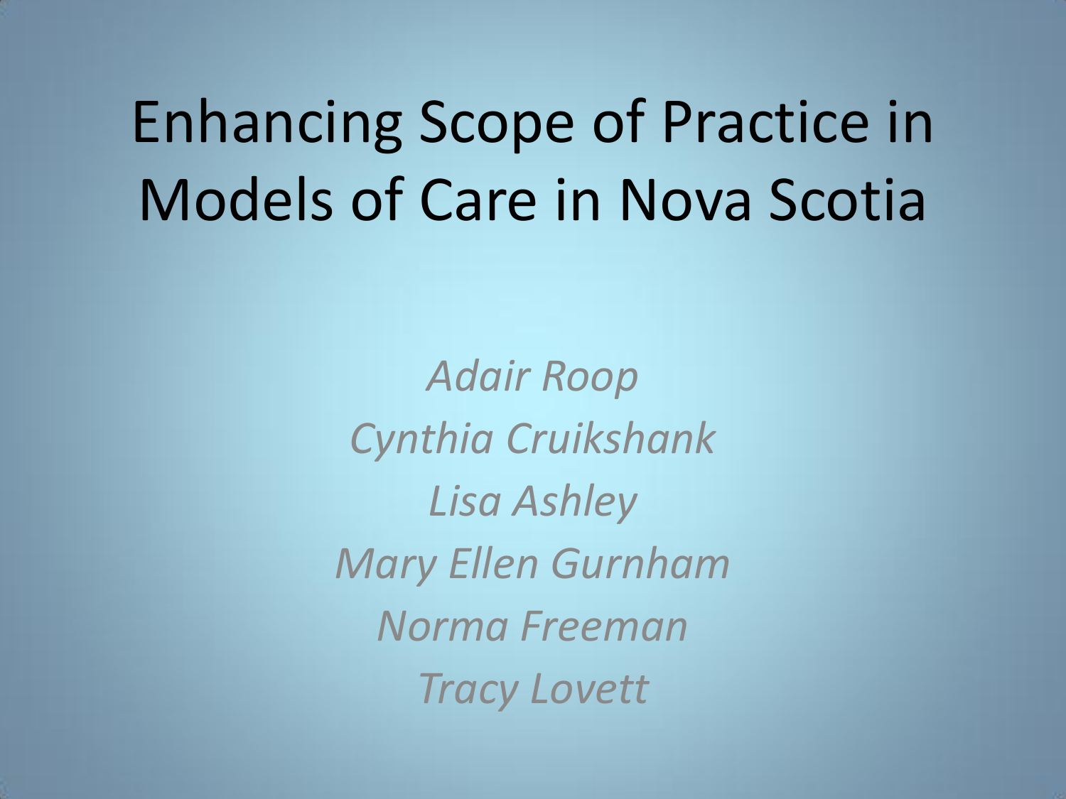# Enhancing Scope of Practice in Models of Care in Nova Scotia

*Adair Roop*

*Cynthia Cruikshank*

*Lisa Ashley*

*Mary Ellen Gurnham*

*Norma Freeman*

*Tracy Lovett*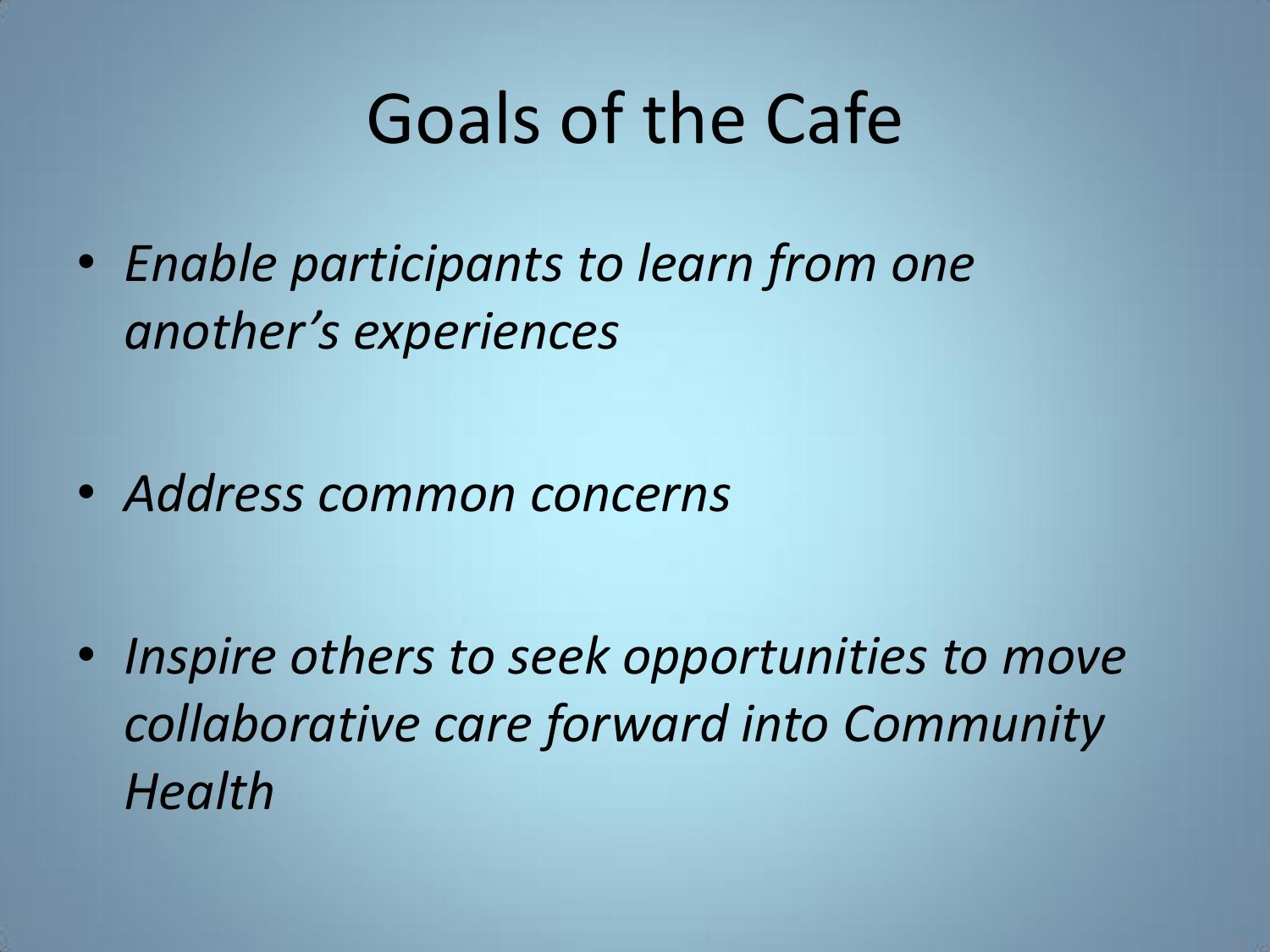# Goals of the Cafe

- *Enable participants to learn from one another's experiences*
- *Address common concerns*
- *Inspire others to seek opportunities to move collaborative care forward into Community Health*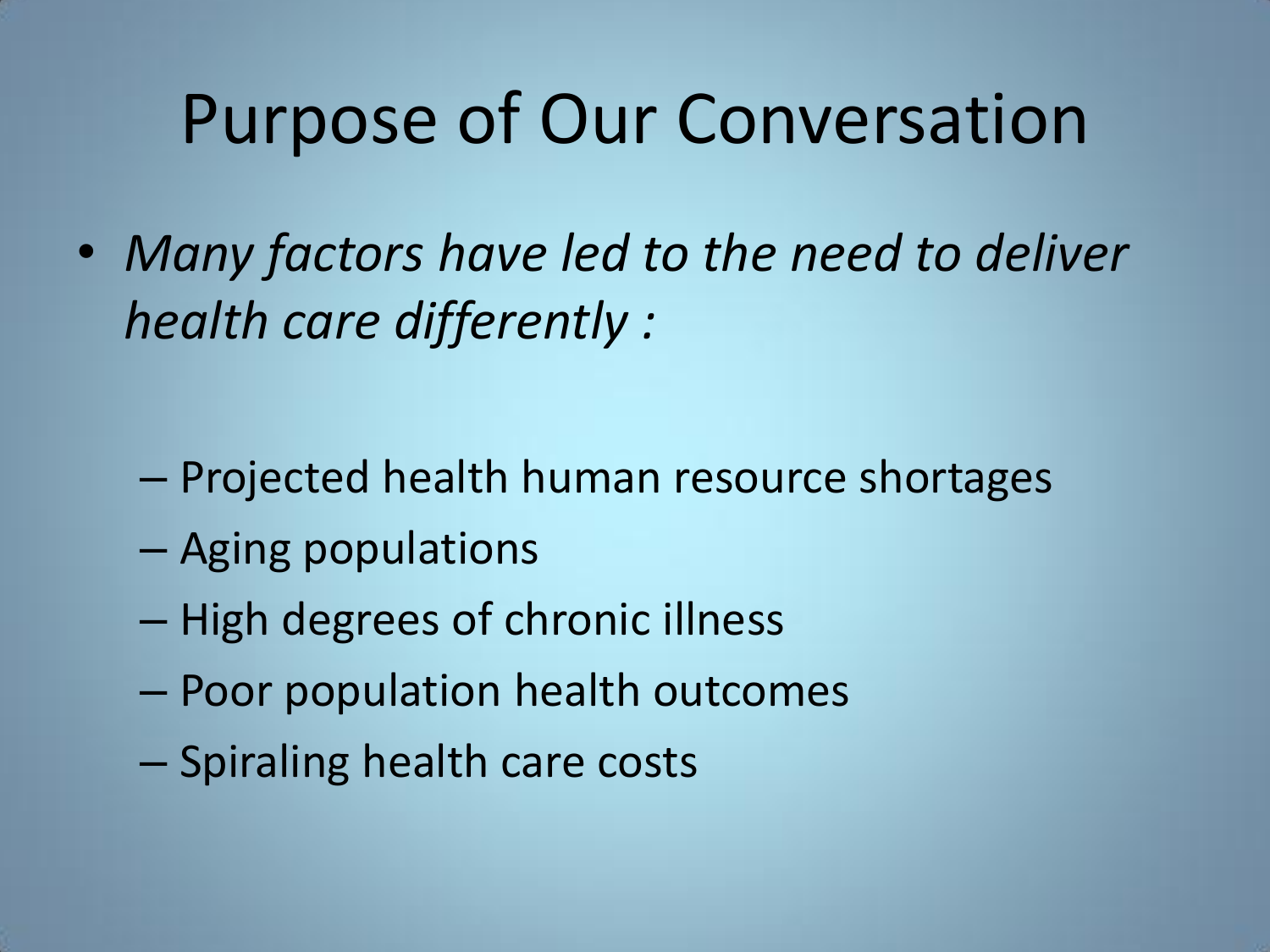# Purpose of Our Conversation

- *Many factors have led to the need to deliver health care differently :*
  - Projected health human resource shortages
  - Aging populations
  - High degrees of chronic illness
  - Poor population health outcomes
  - Spiraling health care costs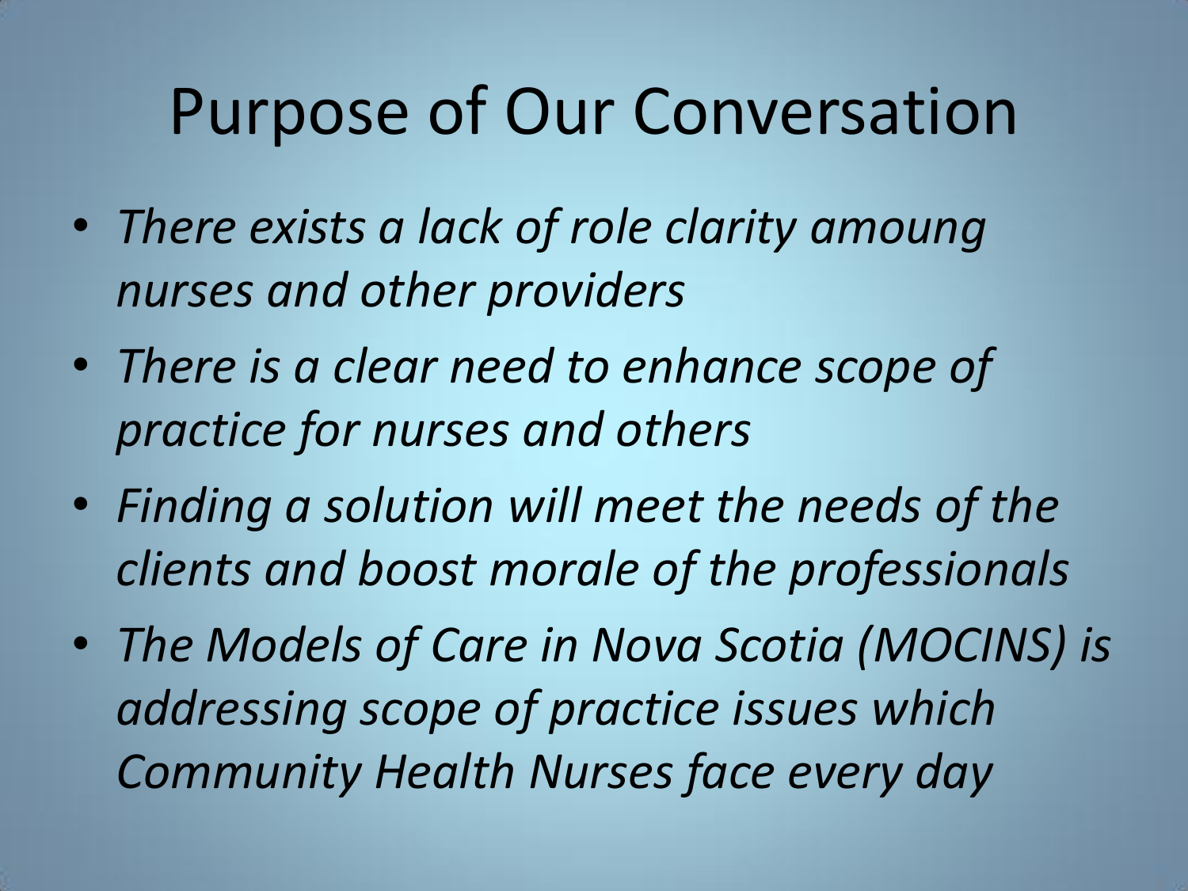# Purpose of Our Conversation

- *There exists a lack of role clarity amoung nurses and other providers*
- *There is a clear need to enhance scope of practice for nurses and others*
- *Finding a solution will meet the needs of the clients and boost morale of the professionals*
- *The Models of Care in Nova Scotia (MOCINS) is addressing scope of practice issues which Community Health Nurses face every day*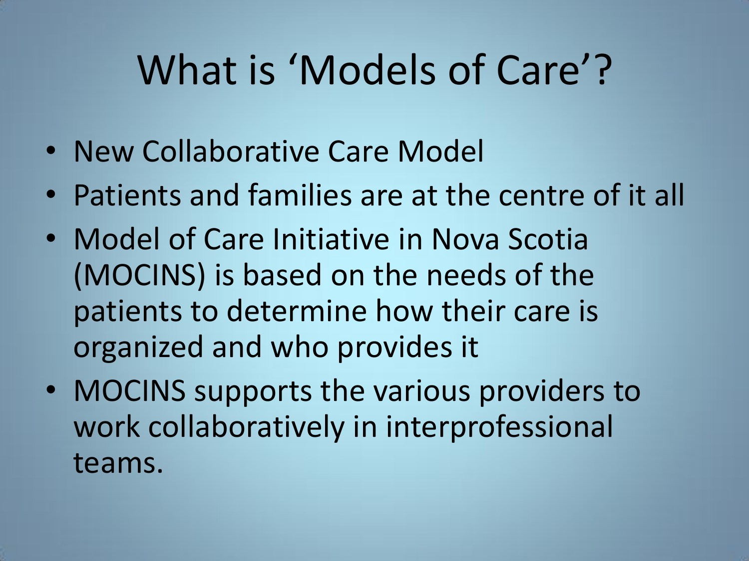# What is 'Models of Care'?

- New Collaborative Care Model
- Patients and families are at the centre of it all
- Model of Care Initiative in Nova Scotia (MOCINS) is based on the needs of the patients to determine how their care is organized and who provides it
- MOCINS supports the various providers to work collaboratively in interprofessional teams.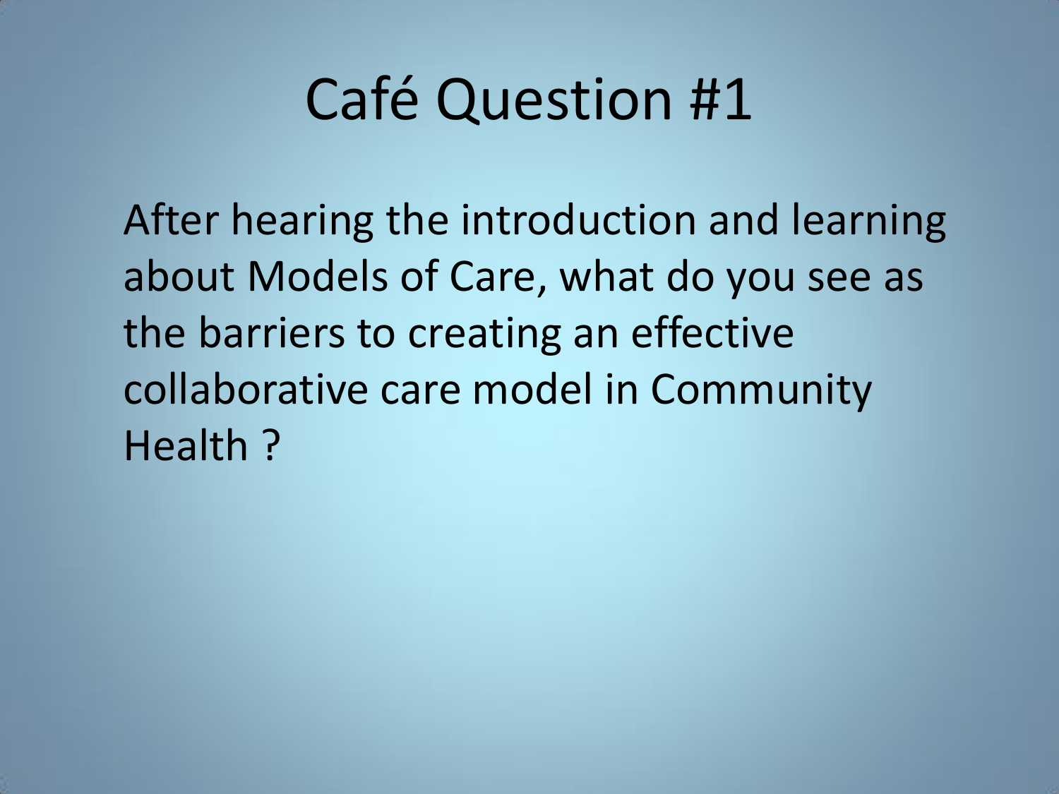# Café Question #1

After hearing the introduction and learning about Models of Care, what do you see as the barriers to creating an effective collaborative care model in Community Health ?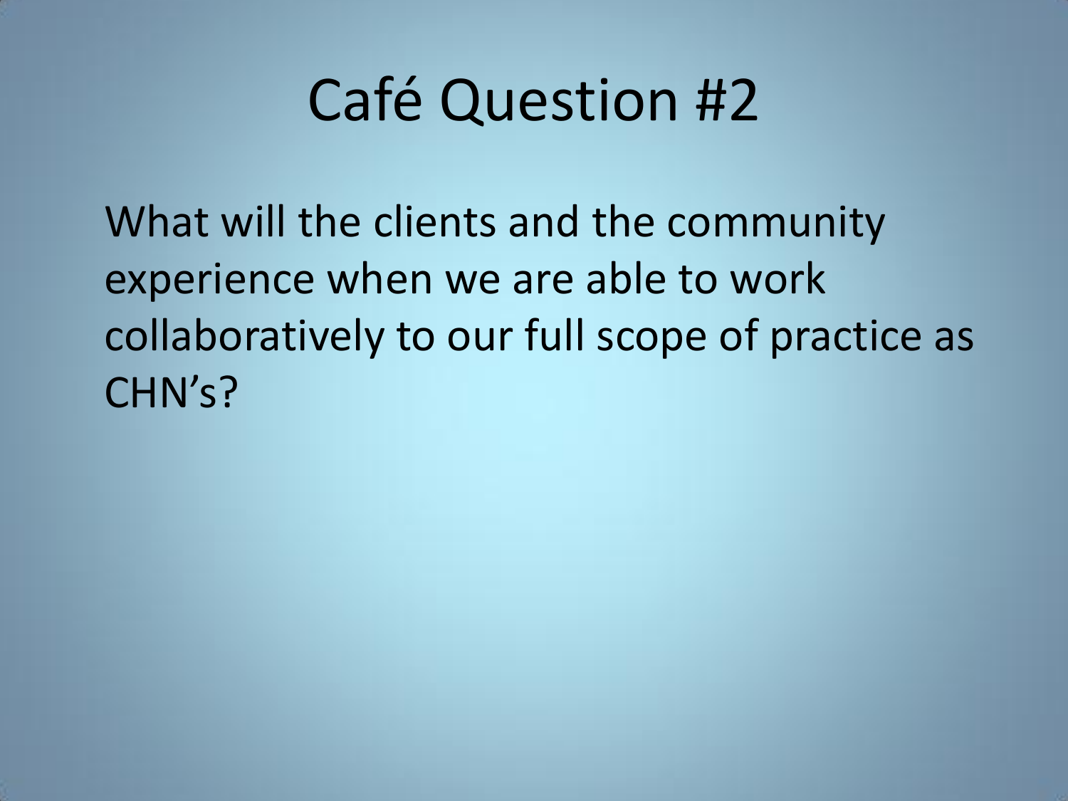# Café Question #2

What will the clients and the community experience when we are able to work collaboratively to our full scope of practice as CHN's?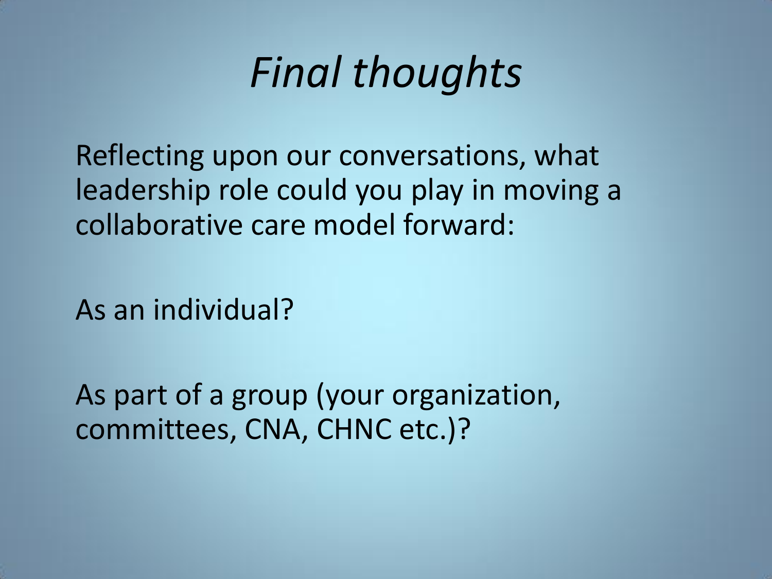# *Final thoughts*

Reflecting upon our conversations, what leadership role could you play in moving a collaborative care model forward:

As an individual?

As part of a group (your organization, committees, CNA, CHNC etc.)?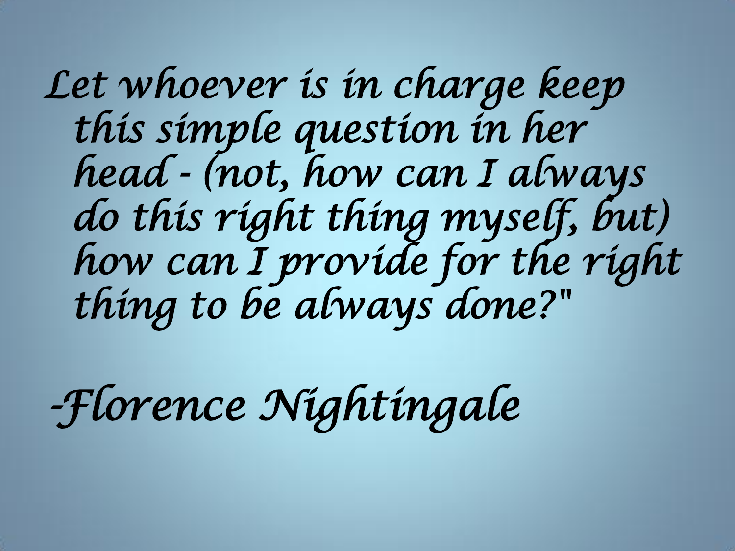*Let whoever is in charge keep this simple question in her head - (not, how can I always do this right thing myself, but) how can I provide for the right thing to be always done?"*

*-Florence Nightingale*